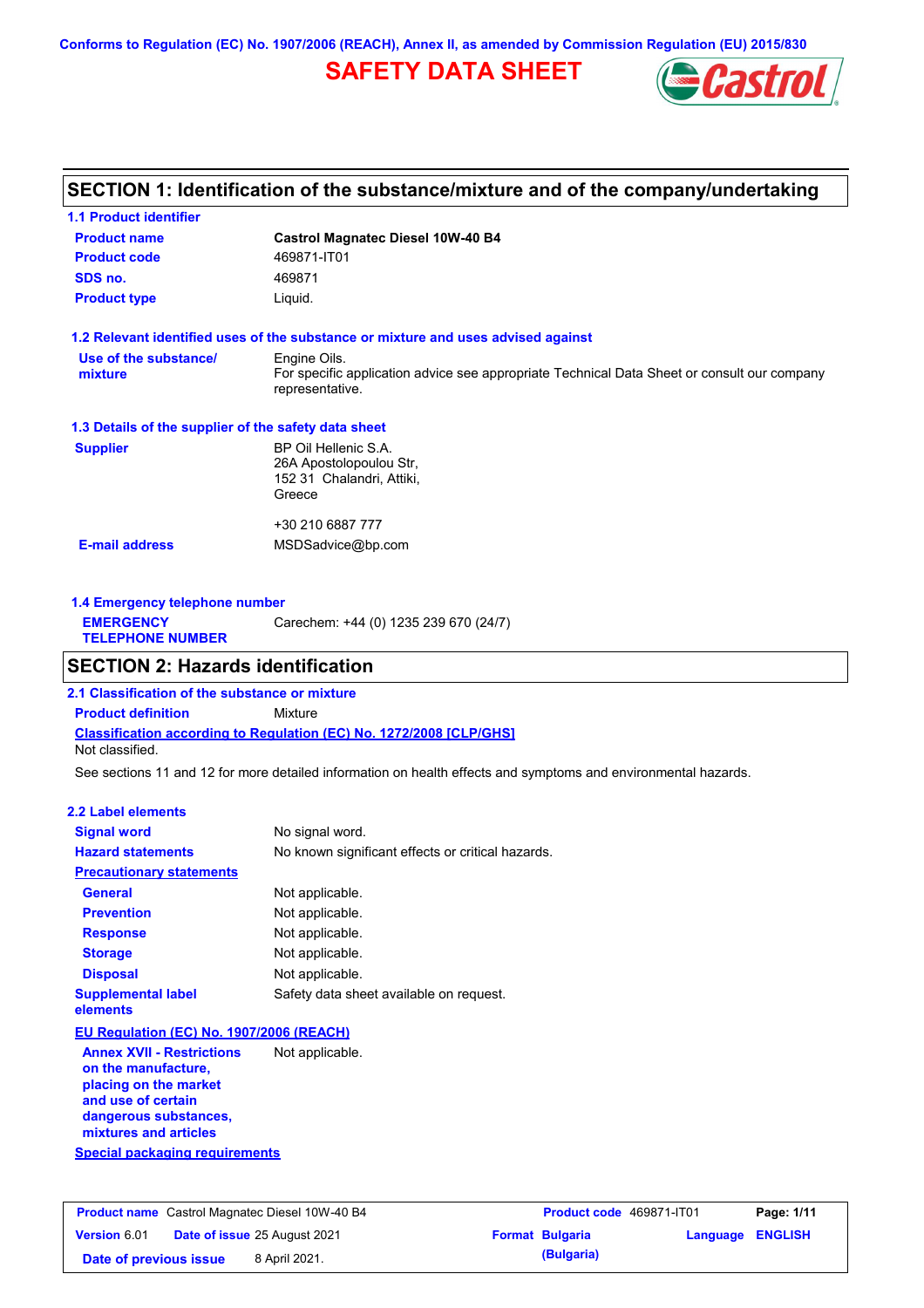Conforms to Regulation (EC) No. 1907/2006 (REACH), Annex II, as amended by Commission Regulation (EU) 2015/830

# SAFETY DATA SHEET

## SECTION 1: Identification of the substance/mixture and of the company/undertaking

### 1.1 Product identifier

| | |
|---|---|
| **Product name** | **Castrol Magnatec Diesel 10W-40 B4** |
| **Product code** | 469871-IT01 |
| **SDS no.** | 469871 |
| **Product type** | Liquid. |

### 1.2 Relevant identified uses of the substance or mixture and uses advised against

**Use of the substance/ mixture**: Engine Oils.
For specific application advice see appropriate Technical Data Sheet or consult our company representative.

### 1.3 Details of the supplier of the safety data sheet

**Supplier**: BP Oil Hellenic S.A.
26A Apostolopoulou Str,
152 31 Chalandri, Attiki,
Greece

+30 210 6887 777

**E-mail address**: MSDSadvice@bp.com

### 1.4 Emergency telephone number

**EMERGENCY TELEPHONE NUMBER**: Carechem: +44 (0) 1235 239 670 (24/7)

## SECTION 2: Hazards identification

### 2.1 Classification of the substance or mixture

**Product definition**: Mixture

**Classification according to Regulation (EC) No. 1272/2008 [CLP/GHS]**

Not classified.

See sections 11 and 12 for more detailed information on health effects and symptoms and environmental hazards.

### 2.2 Label elements

| | |
|---|---|
| **Signal word** | No signal word. |
| **Hazard statements** | No known significant effects or critical hazards. |

**Precautionary statements**

| | |
|---|---|
| **General** | Not applicable. |
| **Prevention** | Not applicable. |
| **Response** | Not applicable. |
| **Storage** | Not applicable. |
| **Disposal** | Not applicable. |
| **Supplemental label elements** | Safety data sheet available on request. |

**EU Regulation (EC) No. 1907/2006 (REACH)**

**Annex XVII - Restrictions on the manufacture, placing on the market and use of certain dangerous substances, mixtures and articles**: Not applicable.

**Special packaging requirements**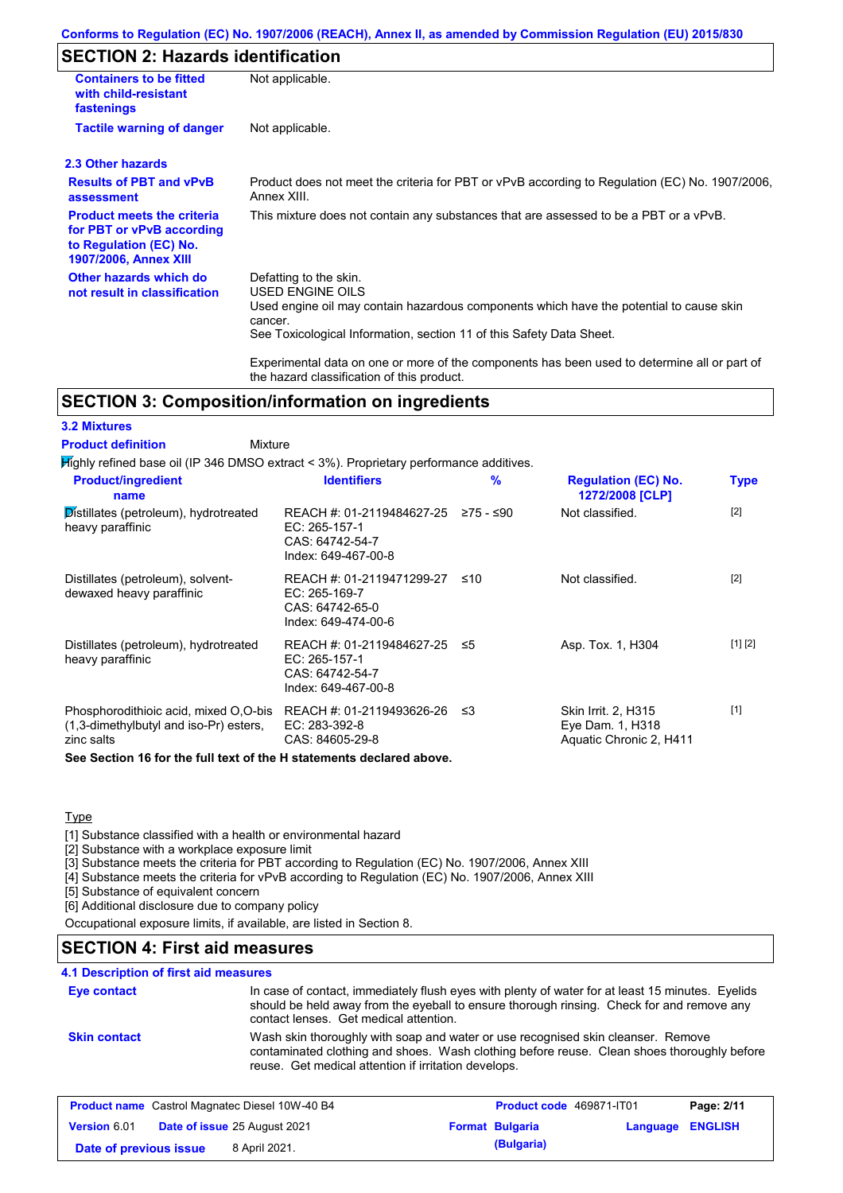Conforms to Regulation (EC) No. 1907/2006 (REACH), Annex II, as amended by Commission Regulation (EU) 2015/830

## SECTION 2: Hazards identification

| | |
|---|---|
| **Containers to be fitted with child-resistant fastenings** | Not applicable. |
| **Tactile warning of danger** | Not applicable. |

### 2.3 Other hazards

| | |
|---|---|
| **Results of PBT and vPvB assessment** | Product does not meet the criteria for PBT or vPvB according to Regulation (EC) No. 1907/2006, Annex XIII. |
| **Product meets the criteria for PBT or vPvB according to Regulation (EC) No. 1907/2006, Annex XIII** | This mixture does not contain any substances that are assessed to be a PBT or a vPvB. |
| **Other hazards which do not result in classification** | Defatting to the skin.<br>USED ENGINE OILS<br>Used engine oil may contain hazardous components which have the potential to cause skin cancer.<br>See Toxicological Information, section 11 of this Safety Data Sheet.<br><br>Experimental data on one or more of the components has been used to determine all or part of the hazard classification of this product. |

## SECTION 3: Composition/information on ingredients

### 3.2 Mixtures

**Product definition** Mixture

Highly refined base oil (IP 346 DMSO extract < 3%). Proprietary performance additives.

| Product/ingredient name | Identifiers | % | Regulation (EC) No. 1272/2008 [CLP] | Type |
|---|---|---|---|---|
| Distillates (petroleum), hydrotreated heavy paraffinic | REACH #: 01-2119484627-25<br>EC: 265-157-1<br>CAS: 64742-54-7<br>Index: 649-467-00-8 | ≥75 - ≤90 | Not classified. | [2] |
| Distillates (petroleum), solvent-dewaxed heavy paraffinic | REACH #: 01-2119471299-27<br>EC: 265-169-7<br>CAS: 64742-65-0<br>Index: 649-474-00-6 | ≤10 | Not classified. | [2] |
| Distillates (petroleum), hydrotreated heavy paraffinic | REACH #: 01-2119484627-25<br>EC: 265-157-1<br>CAS: 64742-54-7<br>Index: 649-467-00-8 | ≤5 | Asp. Tox. 1, H304 | [1] [2] |
| Phosphorodithioic acid, mixed O,O-bis (1,3-dimethylbutyl and iso-Pr) esters, zinc salts | REACH #: 01-2119493626-26<br>EC: 283-392-8<br>CAS: 84605-29-8 | ≤3 | Skin Irrit. 2, H315<br>Eye Dam. 1, H318<br>Aquatic Chronic 2, H411 | [1] |

**See Section 16 for the full text of the H statements declared above.**

Type

[1] Substance classified with a health or environmental hazard
[2] Substance with a workplace exposure limit
[3] Substance meets the criteria for PBT according to Regulation (EC) No. 1907/2006, Annex XIII
[4] Substance meets the criteria for vPvB according to Regulation (EC) No. 1907/2006, Annex XIII
[5] Substance of equivalent concern
[6] Additional disclosure due to company policy

Occupational exposure limits, if available, are listed in Section 8.

## SECTION 4: First aid measures

### 4.1 Description of first aid measures

| | |
|---|---|
| **Eye contact** | In case of contact, immediately flush eyes with plenty of water for at least 15 minutes. Eyelids should be held away from the eyeball to ensure thorough rinsing. Check for and remove any contact lenses. Get medical attention. |
| **Skin contact** | Wash skin thoroughly with soap and water or use recognised skin cleanser. Remove contaminated clothing and shoes. Wash clothing before reuse. Clean shoes thoroughly before reuse. Get medical attention if irritation develops. |

| | | | |
|---|---|---|---|
| **Product name** Castrol Magnatec Diesel 10W-40 B4 | | **Product code** 469871-IT01 | |
| **Version** 6.01 | **Date of issue** 25 August 2021 | **Format** Bulgaria (Bulgaria) | **Language** ENGLISH |
| **Date of previous issue** | 8 April 2021. | | |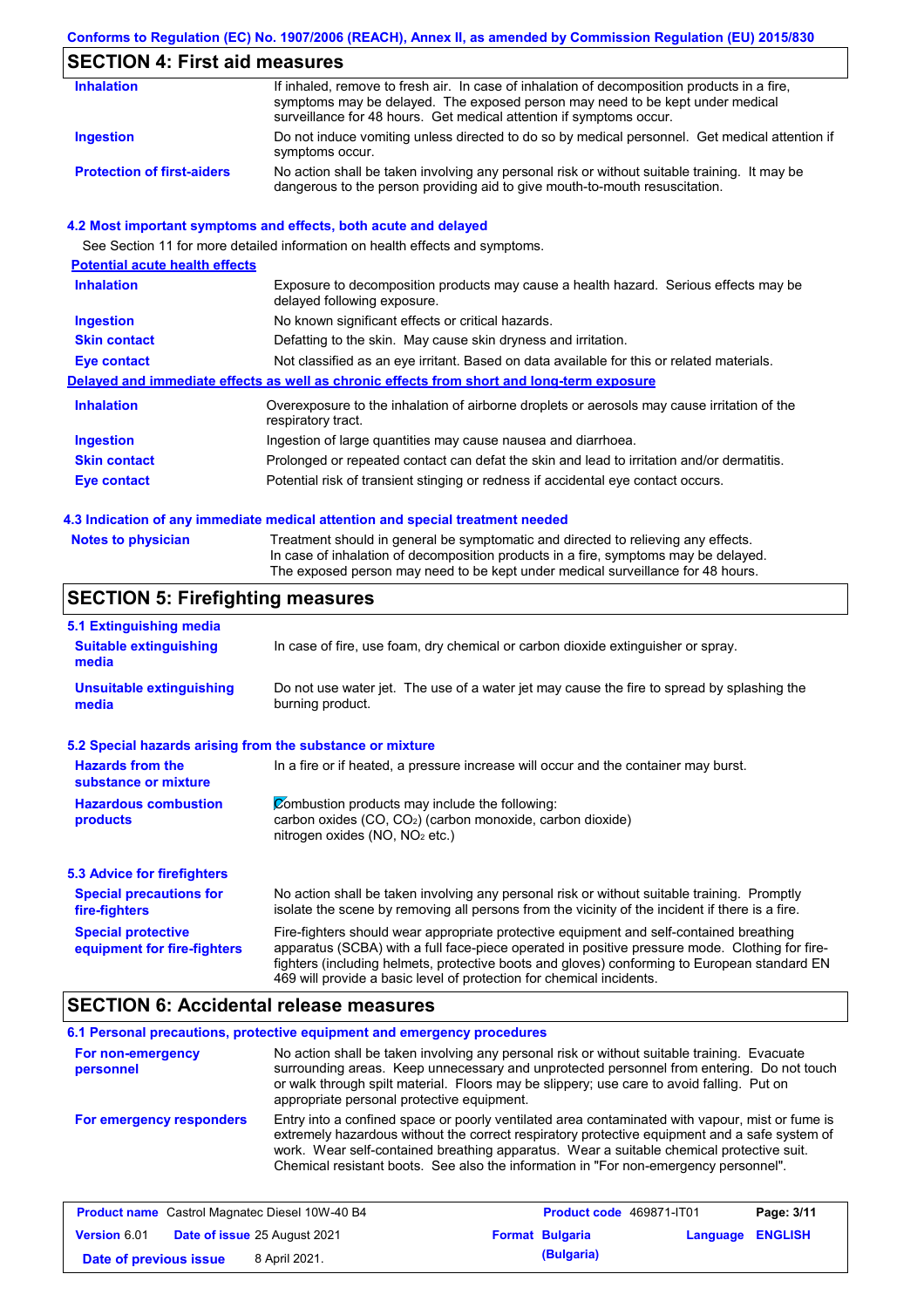## SECTION 4: First aid measures

| | |
|---|---|
| **Inhalation** | If inhaled, remove to fresh air. In case of inhalation of decomposition products in a fire, symptoms may be delayed. The exposed person may need to be kept under medical surveillance for 48 hours. Get medical attention if symptoms occur. |
| **Ingestion** | Do not induce vomiting unless directed to do so by medical personnel. Get medical attention if symptoms occur. |
| **Protection of first-aiders** | No action shall be taken involving any personal risk or without suitable training. It may be dangerous to the person providing aid to give mouth-to-mouth resuscitation. |

### 4.2 Most important symptoms and effects, both acute and delayed

See Section 11 for more detailed information on health effects and symptoms.

**Potential acute health effects**

| | |
|---|---|
| **Inhalation** | Exposure to decomposition products may cause a health hazard. Serious effects may be delayed following exposure. |
| **Ingestion** | No known significant effects or critical hazards. |
| **Skin contact** | Defatting to the skin. May cause skin dryness and irritation. |
| **Eye contact** | Not classified as an eye irritant. Based on data available for this or related materials. |

**Delayed and immediate effects as well as chronic effects from short and long-term exposure**

| | |
|---|---|
| **Inhalation** | Overexposure to the inhalation of airborne droplets or aerosols may cause irritation of the respiratory tract. |
| **Ingestion** | Ingestion of large quantities may cause nausea and diarrhoea. |
| **Skin contact** | Prolonged or repeated contact can defat the skin and lead to irritation and/or dermatitis. |
| **Eye contact** | Potential risk of transient stinging or redness if accidental eye contact occurs. |

### 4.3 Indication of any immediate medical attention and special treatment needed

| | |
|---|---|
| **Notes to physician** | Treatment should in general be symptomatic and directed to relieving any effects. In case of inhalation of decomposition products in a fire, symptoms may be delayed. The exposed person may need to be kept under medical surveillance for 48 hours. |

## SECTION 5: Firefighting measures

### 5.1 Extinguishing media

| | |
|---|---|
| **Suitable extinguishing media** | In case of fire, use foam, dry chemical or carbon dioxide extinguisher or spray. |
| **Unsuitable extinguishing media** | Do not use water jet. The use of a water jet may cause the fire to spread by splashing the burning product. |

### 5.2 Special hazards arising from the substance or mixture

| | |
|---|---|
| **Hazards from the substance or mixture** | In a fire or if heated, a pressure increase will occur and the container may burst. |
| **Hazardous combustion products** | Combustion products may include the following: carbon oxides (CO, $CO_2$) (carbon monoxide, carbon dioxide) nitrogen oxides (NO, $NO_2$ etc.) |

### 5.3 Advice for firefighters

| | |
|---|---|
| **Special precautions for fire-fighters** | No action shall be taken involving any personal risk or without suitable training. Promptly isolate the scene by removing all persons from the vicinity of the incident if there is a fire. |
| **Special protective equipment for fire-fighters** | Fire-fighters should wear appropriate protective equipment and self-contained breathing apparatus (SCBA) with a full face-piece operated in positive pressure mode. Clothing for fire-fighters (including helmets, protective boots and gloves) conforming to European standard EN 469 will provide a basic level of protection for chemical incidents. |

## SECTION 6: Accidental release measures

### 6.1 Personal precautions, protective equipment and emergency procedures

| | |
|---|---|
| **For non-emergency personnel** | No action shall be taken involving any personal risk or without suitable training. Evacuate surrounding areas. Keep unnecessary and unprotected personnel from entering. Do not touch or walk through spilt material. Floors may be slippery; use care to avoid falling. Put on appropriate personal protective equipment. |
| **For emergency responders** | Entry into a confined space or poorly ventilated area contaminated with vapour, mist or fume is extremely hazardous without the correct respiratory protective equipment and a safe system of work. Wear self-contained breathing apparatus. Wear a suitable chemical protective suit. Chemical resistant boots. See also the information in "For non-emergency personnel". |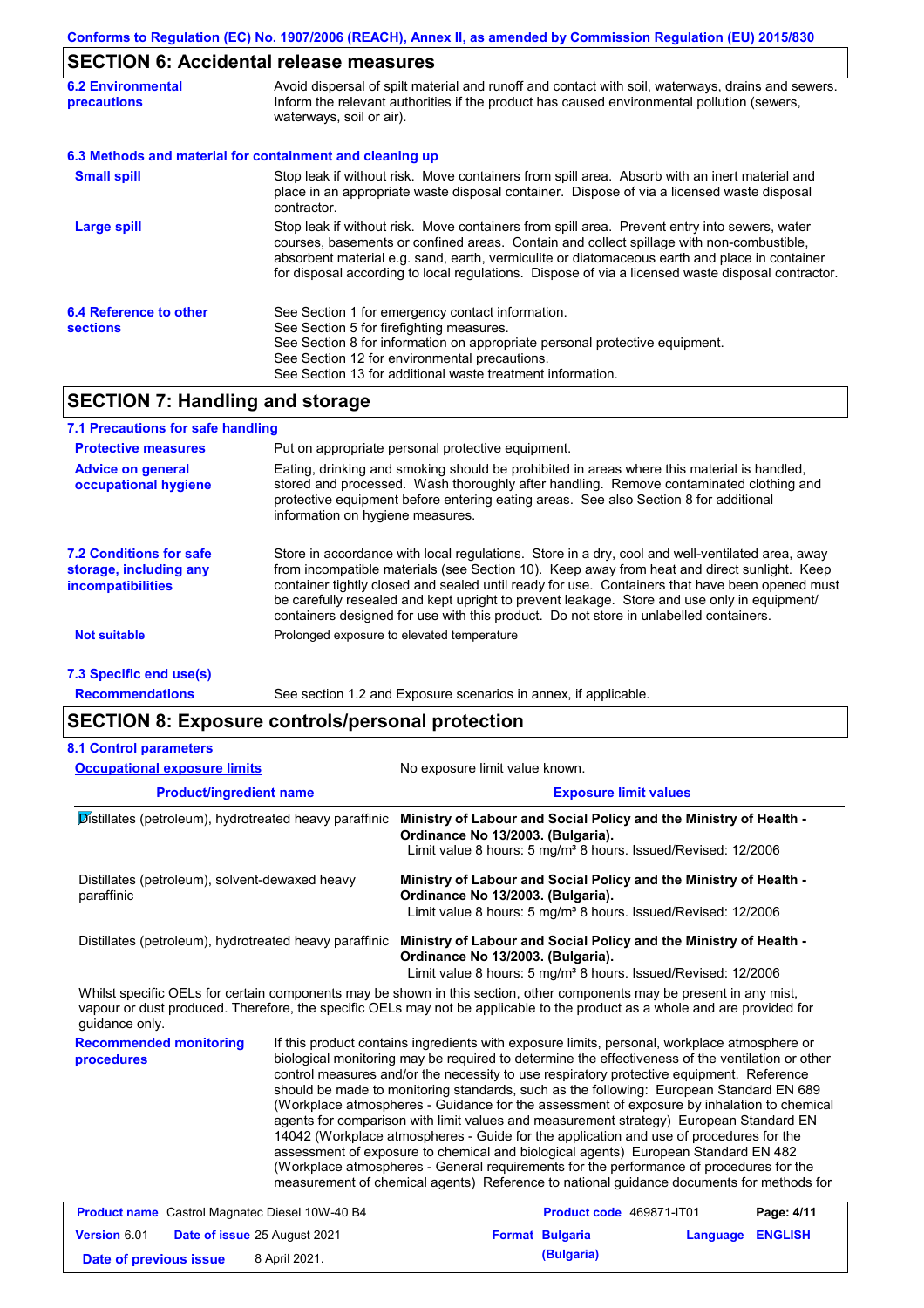## SECTION 6: Accidental release measures

| | |
|---|---|
| **6.2 Environmental precautions** | Avoid dispersal of spilt material and runoff and contact with soil, waterways, drains and sewers. Inform the relevant authorities if the product has caused environmental pollution (sewers, waterways, soil or air). |

**6.3 Methods and material for containment and cleaning up**

| | |
|---|---|
| **Small spill** | Stop leak if without risk. Move containers from spill area. Absorb with an inert material and place in an appropriate waste disposal container. Dispose of via a licensed waste disposal contractor. |
| **Large spill** | Stop leak if without risk. Move containers from spill area. Prevent entry into sewers, water courses, basements or confined areas. Contain and collect spillage with non-combustible, absorbent material e.g. sand, earth, vermiculite or diatomaceous earth and place in container for disposal according to local regulations. Dispose of via a licensed waste disposal contractor. |
| **6.4 Reference to other sections** | See Section 1 for emergency contact information.<br>See Section 5 for firefighting measures.<br>See Section 8 for information on appropriate personal protective equipment.<br>See Section 12 for environmental precautions.<br>See Section 13 for additional waste treatment information. |

## SECTION 7: Handling and storage

**7.1 Precautions for safe handling**

| | |
|---|---|
| **Protective measures** | Put on appropriate personal protective equipment. |
| **Advice on general occupational hygiene** | Eating, drinking and smoking should be prohibited in areas where this material is handled, stored and processed. Wash thoroughly after handling. Remove contaminated clothing and protective equipment before entering eating areas. See also Section 8 for additional information on hygiene measures. |
| **7.2 Conditions for safe storage, including any incompatibilities** | Store in accordance with local regulations. Store in a dry, cool and well-ventilated area, away from incompatible materials (see Section 10). Keep away from heat and direct sunlight. Keep container tightly closed and sealed until ready for use. Containers that have been opened must be carefully resealed and kept upright to prevent leakage. Store and use only in equipment/ containers designed for use with this product. Do not store in unlabelled containers. |
| **Not suitable** | Prolonged exposure to elevated temperature |

**7.3 Specific end use(s)**

| | |
|---|---|
| **Recommendations** | See section 1.2 and Exposure scenarios in annex, if applicable. |

## SECTION 8: Exposure controls/personal protection

**8.1 Control parameters**

**Occupational exposure limits** — No exposure limit value known.

| Product/ingredient name | Exposure limit values |
|---|---|
| Distillates (petroleum), hydrotreated heavy paraffinic | **Ministry of Labour and Social Policy and the Ministry of Health - Ordinance No 13/2003. (Bulgaria).**<br>Limit value 8 hours: 5 mg/m³ 8 hours. Issued/Revised: 12/2006 |
| Distillates (petroleum), solvent-dewaxed heavy paraffinic | **Ministry of Labour and Social Policy and the Ministry of Health - Ordinance No 13/2003. (Bulgaria).**<br>Limit value 8 hours: 5 mg/m³ 8 hours. Issued/Revised: 12/2006 |
| Distillates (petroleum), hydrotreated heavy paraffinic | **Ministry of Labour and Social Policy and the Ministry of Health - Ordinance No 13/2003. (Bulgaria).**<br>Limit value 8 hours: 5 mg/m³ 8 hours. Issued/Revised: 12/2006 |

Whilst specific OELs for certain components may be shown in this section, other components may be present in any mist, vapour or dust produced. Therefore, the specific OELs may not be applicable to the product as a whole and are provided for guidance only.

| | |
|---|---|
| **Recommended monitoring procedures** | If this product contains ingredients with exposure limits, personal, workplace atmosphere or biological monitoring may be required to determine the effectiveness of the ventilation or other control measures and/or the necessity to use respiratory protective equipment. Reference should be made to monitoring standards, such as the following: European Standard EN 689 (Workplace atmospheres - Guidance for the assessment of exposure by inhalation to chemical agents for comparison with limit values and measurement strategy) European Standard EN 14042 (Workplace atmospheres - Guide for the application and use of procedures for the assessment of exposure to chemical and biological agents) European Standard EN 482 (Workplace atmospheres - General requirements for the performance of procedures for the measurement of chemical agents) Reference to national guidance documents for methods for |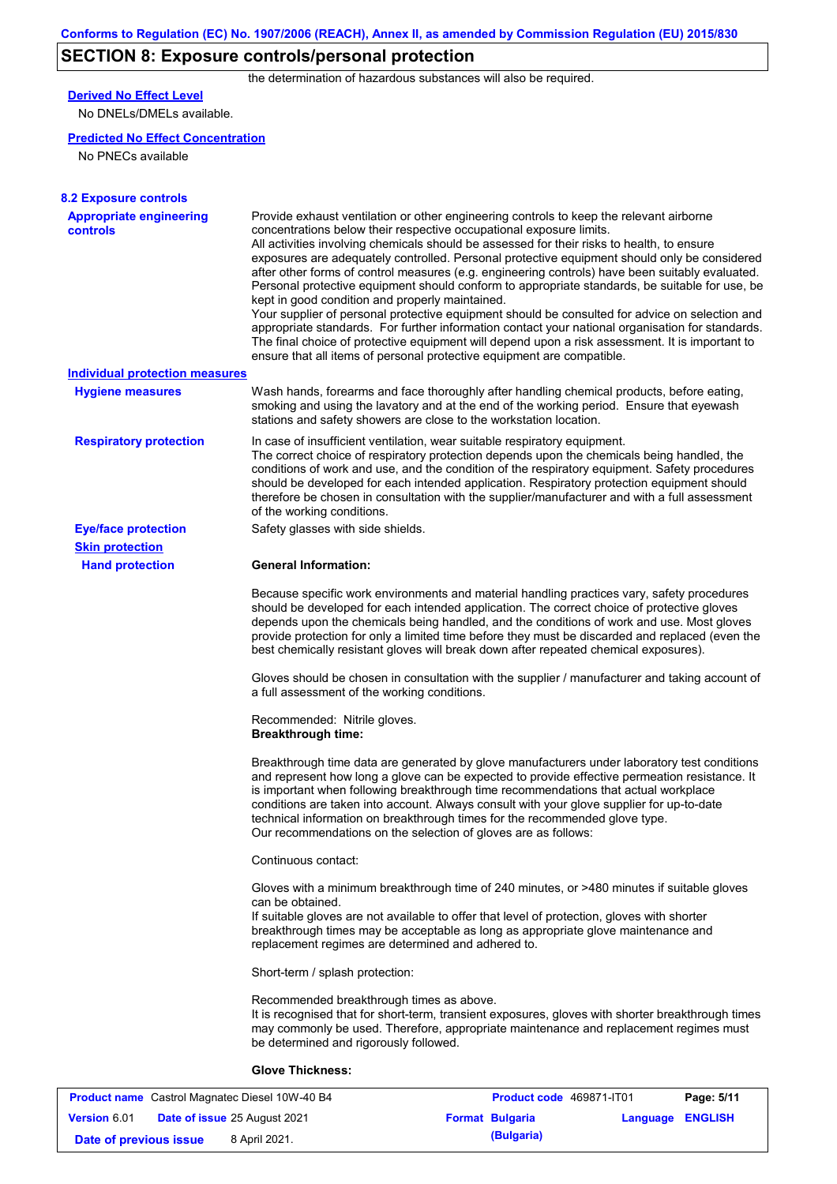## SECTION 8: Exposure controls/personal protection

the determination of hazardous substances will also be required.

**Derived No Effect Level**

No DNELs/DMELs available.

**Predicted No Effect Concentration**

No PNECs available

### 8.2 Exposure controls

**Appropriate engineering controls**

Provide exhaust ventilation or other engineering controls to keep the relevant airborne concentrations below their respective occupational exposure limits.
All activities involving chemicals should be assessed for their risks to health, to ensure exposures are adequately controlled. Personal protective equipment should only be considered after other forms of control measures (e.g. engineering controls) have been suitably evaluated. Personal protective equipment should conform to appropriate standards, be suitable for use, be kept in good condition and properly maintained.
Your supplier of personal protective equipment should be consulted for advice on selection and appropriate standards. For further information contact your national organisation for standards.
The final choice of protective equipment will depend upon a risk assessment. It is important to ensure that all items of personal protective equipment are compatible.

**Individual protection measures**

**Hygiene measures**

Wash hands, forearms and face thoroughly after handling chemical products, before eating, smoking and using the lavatory and at the end of the working period. Ensure that eyewash stations and safety showers are close to the workstation location.

**Respiratory protection**

In case of insufficient ventilation, wear suitable respiratory equipment.
The correct choice of respiratory protection depends upon the chemicals being handled, the conditions of work and use, and the condition of the respiratory equipment. Safety procedures should be developed for each intended application. Respiratory protection equipment should therefore be chosen in consultation with the supplier/manufacturer and with a full assessment of the working conditions.

**Eye/face protection**

Safety glasses with side shields.

**Skin protection**

**Hand protection**

**General Information:**

Because specific work environments and material handling practices vary, safety procedures should be developed for each intended application. The correct choice of protective gloves depends upon the chemicals being handled, and the conditions of work and use. Most gloves provide protection for only a limited time before they must be discarded and replaced (even the best chemically resistant gloves will break down after repeated chemical exposures).

Gloves should be chosen in consultation with the supplier / manufacturer and taking account of a full assessment of the working conditions.

Recommended: Nitrile gloves.
**Breakthrough time:**

Breakthrough time data are generated by glove manufacturers under laboratory test conditions and represent how long a glove can be expected to provide effective permeation resistance. It is important when following breakthrough time recommendations that actual workplace conditions are taken into account. Always consult with your glove supplier for up-to-date technical information on breakthrough times for the recommended glove type.
Our recommendations on the selection of gloves are as follows:

Continuous contact:

Gloves with a minimum breakthrough time of 240 minutes, or >480 minutes if suitable gloves can be obtained.
If suitable gloves are not available to offer that level of protection, gloves with shorter breakthrough times may be acceptable as long as appropriate glove maintenance and replacement regimes are determined and adhered to.

Short-term / splash protection:

Recommended breakthrough times as above.
It is recognised that for short-term, transient exposures, gloves with shorter breakthrough times may commonly be used. Therefore, appropriate maintenance and replacement regimes must be determined and rigorously followed.

**Glove Thickness:**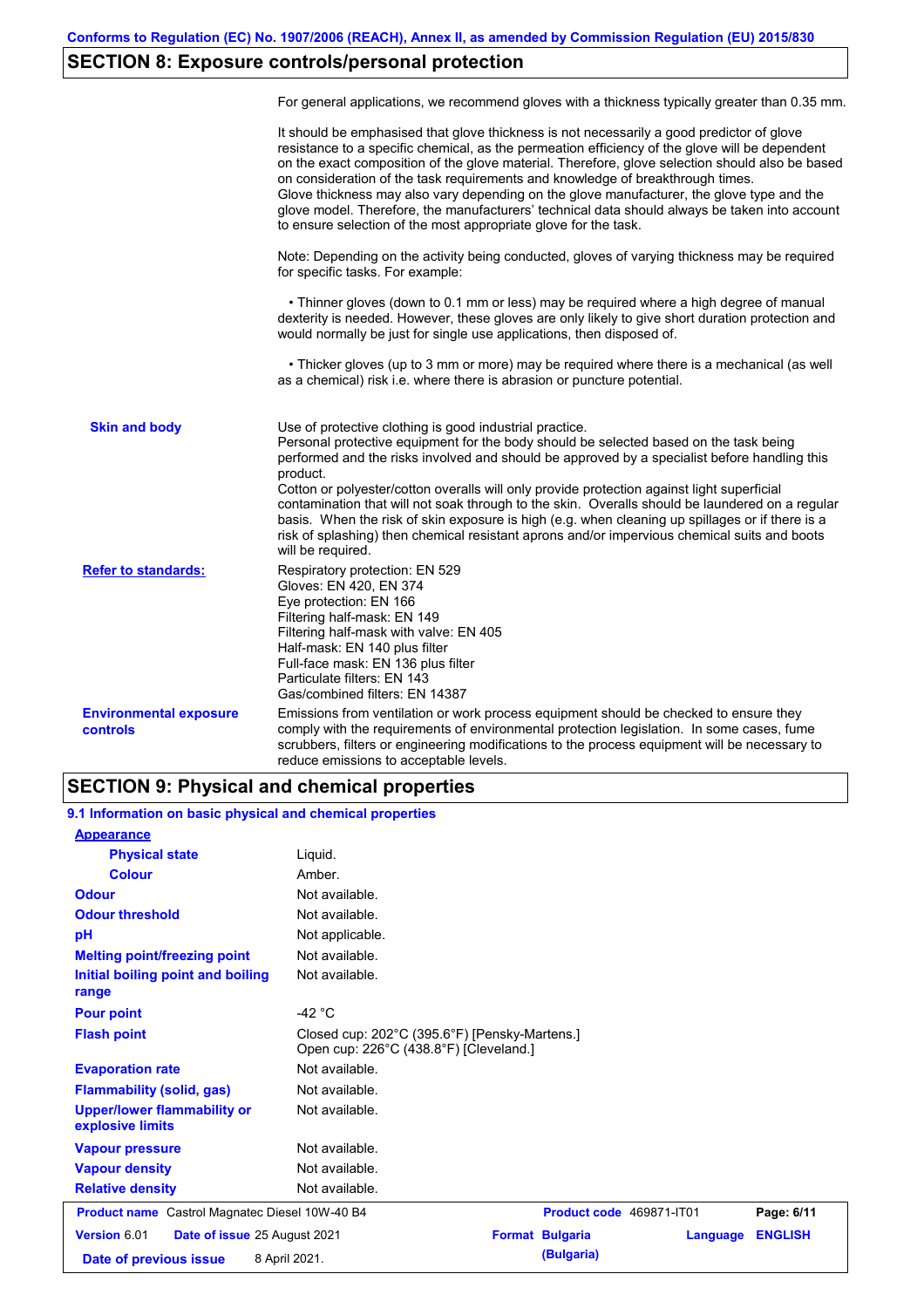## SECTION 8: Exposure controls/personal protection

For general applications, we recommend gloves with a thickness typically greater than 0.35 mm.

It should be emphasised that glove thickness is not necessarily a good predictor of glove resistance to a specific chemical, as the permeation efficiency of the glove will be dependent on the exact composition of the glove material. Therefore, glove selection should also be based on consideration of the task requirements and knowledge of breakthrough times.
Glove thickness may also vary depending on the glove manufacturer, the glove type and the glove model. Therefore, the manufacturers' technical data should always be taken into account to ensure selection of the most appropriate glove for the task.

Note: Depending on the activity being conducted, gloves of varying thickness may be required for specific tasks. For example:

- Thinner gloves (down to 0.1 mm or less) may be required where a high degree of manual dexterity is needed. However, these gloves are only likely to give short duration protection and would normally be just for single use applications, then disposed of.

- Thicker gloves (up to 3 mm or more) may be required where there is a mechanical (as well as a chemical) risk i.e. where there is abrasion or puncture potential.

**Skin and body**

Use of protective clothing is good industrial practice.
Personal protective equipment for the body should be selected based on the task being performed and the risks involved and should be approved by a specialist before handling this product.
Cotton or polyester/cotton overalls will only provide protection against light superficial contamination that will not soak through to the skin. Overalls should be laundered on a regular basis. When the risk of skin exposure is high (e.g. when cleaning up spillages or if there is a risk of splashing) then chemical resistant aprons and/or impervious chemical suits and boots will be required.

**Refer to standards:**

Respiratory protection: EN 529
Gloves: EN 420, EN 374
Eye protection: EN 166
Filtering half-mask: EN 149
Filtering half-mask with valve: EN 405
Half-mask: EN 140 plus filter
Full-face mask: EN 136 plus filter
Particulate filters: EN 143
Gas/combined filters: EN 14387

**Environmental exposure controls**

Emissions from ventilation or work process equipment should be checked to ensure they comply with the requirements of environmental protection legislation. In some cases, fume scrubbers, filters or engineering modifications to the process equipment will be necessary to reduce emissions to acceptable levels.

## SECTION 9: Physical and chemical properties

### 9.1 Information on basic physical and chemical properties

**Appearance**

| | |
|---|---|
| **Physical state** | Liquid. |
| **Colour** | Amber. |
| **Odour** | Not available. |
| **Odour threshold** | Not available. |
| **pH** | Not applicable. |
| **Melting point/freezing point** | Not available. |
| **Initial boiling point and boiling range** | Not available. |
| **Pour point** | -42 °C |
| **Flash point** | Closed cup: 202°C (395.6°F) [Pensky-Martens.]<br>Open cup: 226°C (438.8°F) [Cleveland.] |
| **Evaporation rate** | Not available. |
| **Flammability (solid, gas)** | Not available. |
| **Upper/lower flammability or explosive limits** | Not available. |
| **Vapour pressure** | Not available. |
| **Vapour density** | Not available. |
| **Relative density** | Not available. |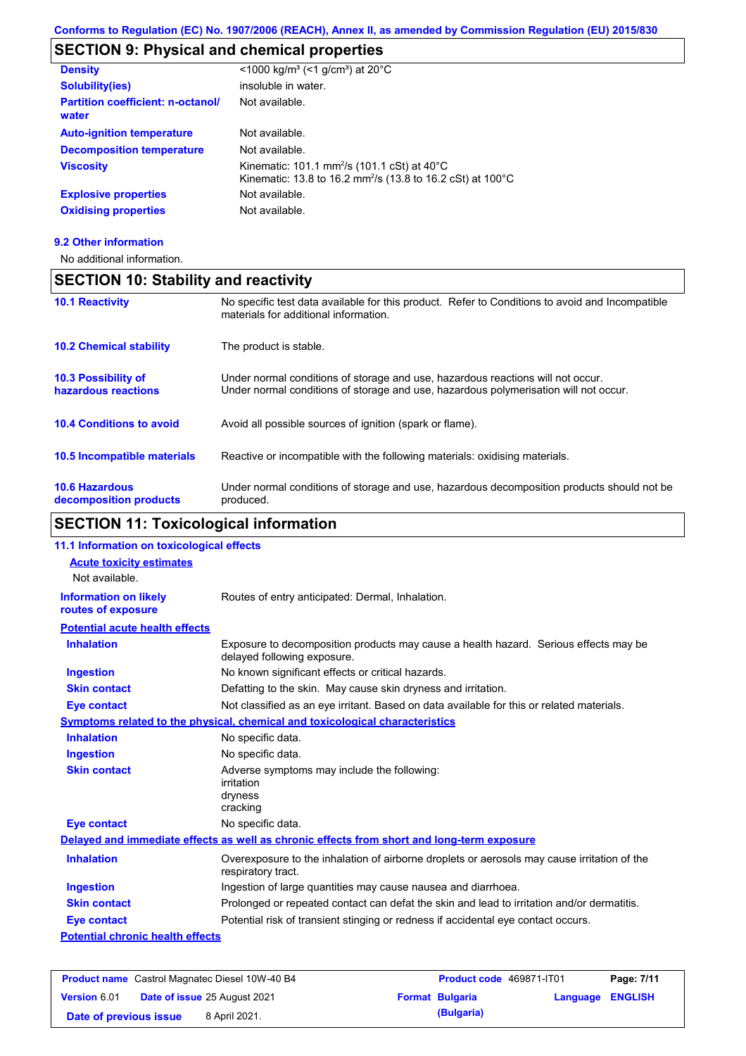Conforms to Regulation (EC) No. 1907/2006 (REACH), Annex II, as amended by Commission Regulation (EU) 2015/830

## SECTION 9: Physical and chemical properties

| | |
|---|---|
| **Density** | <1000 kg/m³ (<1 g/cm³) at 20°C |
| **Solubility(ies)** | insoluble in water. |
| **Partition coefficient: n-octanol/ water** | Not available. |
| **Auto-ignition temperature** | Not available. |
| **Decomposition temperature** | Not available. |
| **Viscosity** | Kinematic: 101.1 mm²/s (101.1 cSt) at 40°C<br>Kinematic: 13.8 to 16.2 mm²/s (13.8 to 16.2 cSt) at 100°C |
| **Explosive properties** | Not available. |
| **Oxidising properties** | Not available. |

### 9.2 Other information

No additional information.

## SECTION 10: Stability and reactivity

| | |
|---|---|
| **10.1 Reactivity** | No specific test data available for this product. Refer to Conditions to avoid and Incompatible materials for additional information. |
| **10.2 Chemical stability** | The product is stable. |
| **10.3 Possibility of hazardous reactions** | Under normal conditions of storage and use, hazardous reactions will not occur.<br>Under normal conditions of storage and use, hazardous polymerisation will not occur. |
| **10.4 Conditions to avoid** | Avoid all possible sources of ignition (spark or flame). |
| **10.5 Incompatible materials** | Reactive or incompatible with the following materials: oxidising materials. |
| **10.6 Hazardous decomposition products** | Under normal conditions of storage and use, hazardous decomposition products should not be produced. |

## SECTION 11: Toxicological information

### 11.1 Information on toxicological effects

**Acute toxicity estimates**

Not available.

| | |
|---|---|
| **Information on likely routes of exposure** | Routes of entry anticipated: Dermal, Inhalation. |

**Potential acute health effects**

| | |
|---|---|
| **Inhalation** | Exposure to decomposition products may cause a health hazard. Serious effects may be delayed following exposure. |
| **Ingestion** | No known significant effects or critical hazards. |
| **Skin contact** | Defatting to the skin. May cause skin dryness and irritation. |
| **Eye contact** | Not classified as an eye irritant. Based on data available for this or related materials. |

**Symptoms related to the physical, chemical and toxicological characteristics**

| | |
|---|---|
| **Inhalation** | No specific data. |
| **Ingestion** | No specific data. |
| **Skin contact** | Adverse symptoms may include the following:<br>irritation<br>dryness<br>cracking |
| **Eye contact** | No specific data. |

**Delayed and immediate effects as well as chronic effects from short and long-term exposure**

| | |
|---|---|
| **Inhalation** | Overexposure to the inhalation of airborne droplets or aerosols may cause irritation of the respiratory tract. |
| **Ingestion** | Ingestion of large quantities may cause nausea and diarrhoea. |
| **Skin contact** | Prolonged or repeated contact can defat the skin and lead to irritation and/or dermatitis. |
| **Eye contact** | Potential risk of transient stinging or redness if accidental eye contact occurs. |

**Potential chronic health effects**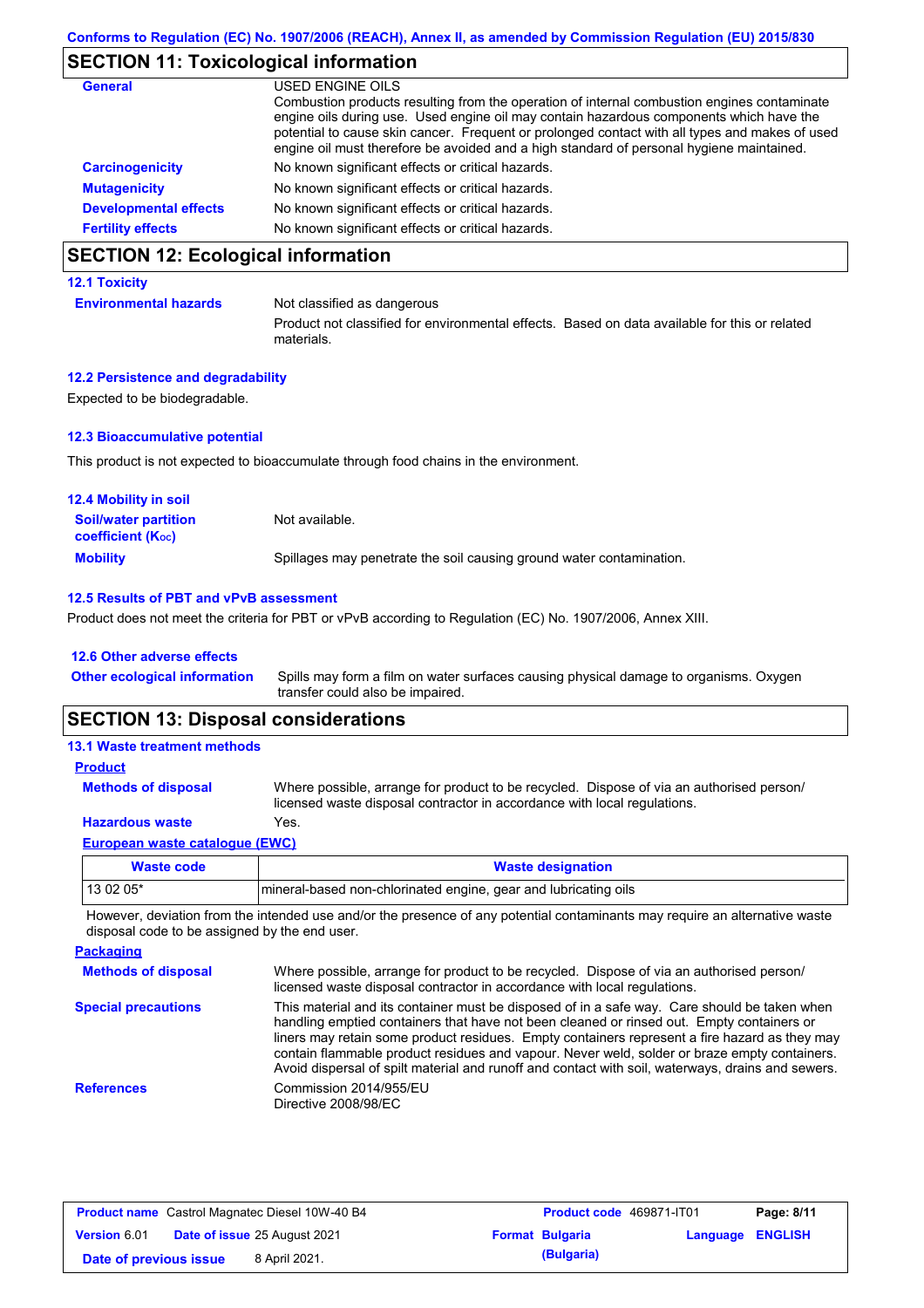## SECTION 11: Toxicological information

**General**

USED ENGINE OILS
Combustion products resulting from the operation of internal combustion engines contaminate engine oils during use. Used engine oil may contain hazardous components which have the potential to cause skin cancer. Frequent or prolonged contact with all types and makes of used engine oil must therefore be avoided and a high standard of personal hygiene maintained.

**Carcinogenicity** No known significant effects or critical hazards.

**Mutagenicity** No known significant effects or critical hazards.

**Developmental effects** No known significant effects or critical hazards.

**Fertility effects** No known significant effects or critical hazards.

## SECTION 12: Ecological information

### 12.1 Toxicity

**Environmental hazards** Not classified as dangerous

Product not classified for environmental effects. Based on data available for this or related materials.

### 12.2 Persistence and degradability

Expected to be biodegradable.

### 12.3 Bioaccumulative potential

This product is not expected to bioaccumulate through food chains in the environment.

### 12.4 Mobility in soil

**Soil/water partition coefficient ($K_{OC}$)** Not available.

**Mobility** Spillages may penetrate the soil causing ground water contamination.

### 12.5 Results of PBT and vPvB assessment

Product does not meet the criteria for PBT or vPvB according to Regulation (EC) No. 1907/2006, Annex XIII.

### 12.6 Other adverse effects

**Other ecological information** Spills may form a film on water surfaces causing physical damage to organisms. Oxygen transfer could also be impaired.

## SECTION 13: Disposal considerations

### 13.1 Waste treatment methods

**Product**

**Methods of disposal** Where possible, arrange for product to be recycled. Dispose of via an authorised person/ licensed waste disposal contractor in accordance with local regulations.

**Hazardous waste** Yes.

**European waste catalogue (EWC)**

| Waste code | Waste designation |
|---|---|
| 13 02 05* | mineral-based non-chlorinated engine, gear and lubricating oils |

However, deviation from the intended use and/or the presence of any potential contaminants may require an alternative waste disposal code to be assigned by the end user.

**Packaging**

**Methods of disposal** Where possible, arrange for product to be recycled. Dispose of via an authorised person/ licensed waste disposal contractor in accordance with local regulations.

**Special precautions** This material and its container must be disposed of in a safe way. Care should be taken when handling emptied containers that have not been cleaned or rinsed out. Empty containers or liners may retain some product residues. Empty containers represent a fire hazard as they may contain flammable product residues and vapour. Never weld, solder or braze empty containers. Avoid dispersal of spilt material and runoff and contact with soil, waterways, drains and sewers.

**References** Commission 2014/955/EU
Directive 2008/98/EC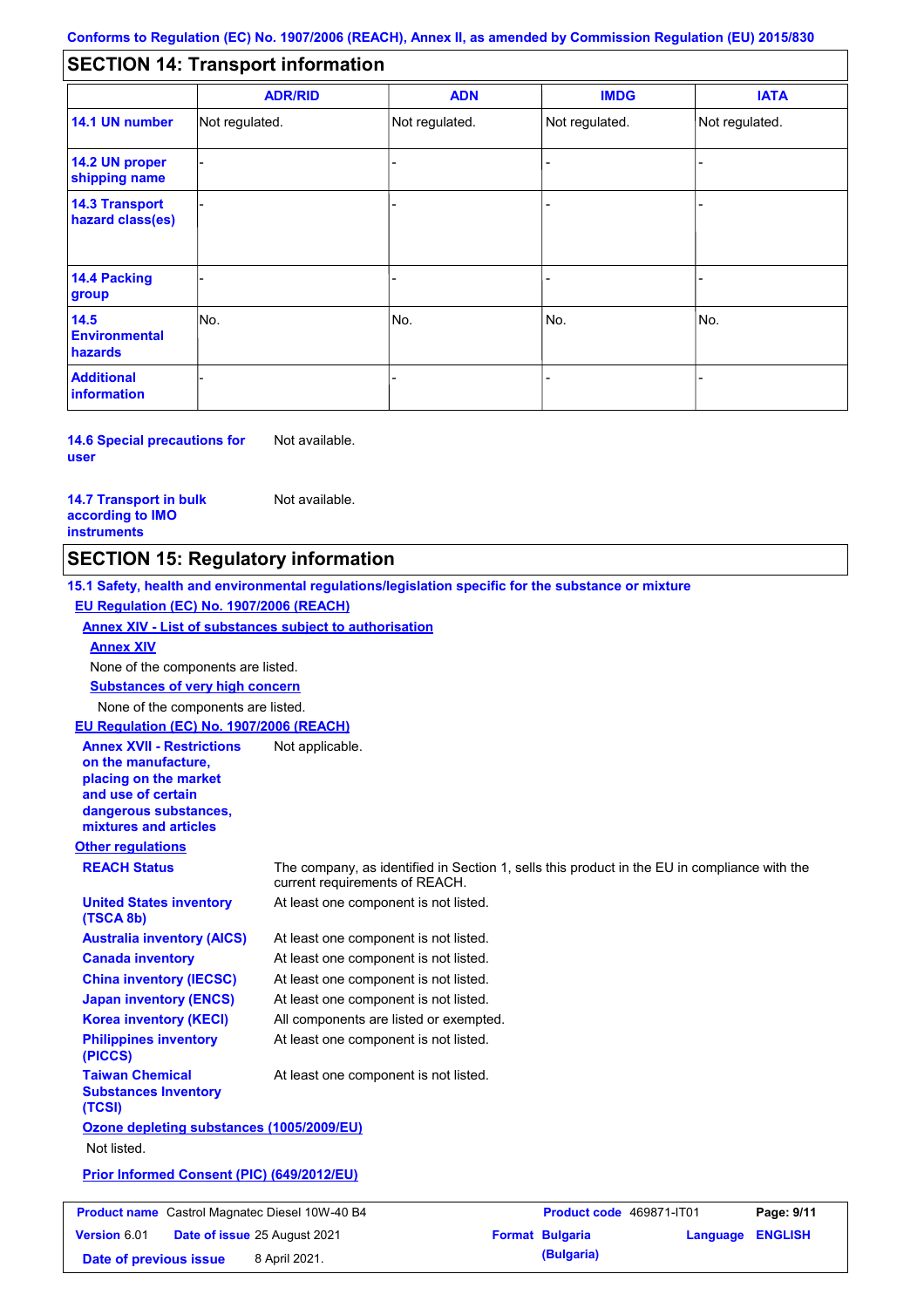## SECTION 14: Transport information

| | ADR/RID | ADN | IMDG | IATA |
|---|---|---|---|---|
| **14.1 UN number** | Not regulated. | Not regulated. | Not regulated. | Not regulated. |
| **14.2 UN proper shipping name** | - | - | - | - |
| **14.3 Transport hazard class(es)** | - | - | - | - |
| **14.4 Packing group** | - | - | - | - |
| **14.5 Environmental hazards** | No. | No. | No. | No. |
| **Additional information** | - | - | - | - |

**14.6 Special precautions for user** Not available.

**14.7 Transport in bulk according to IMO instruments** Not available.

## SECTION 15: Regulatory information

**15.1 Safety, health and environmental regulations/legislation specific for the substance or mixture**

**EU Regulation (EC) No. 1907/2006 (REACH)**

**Annex XIV - List of substances subject to authorisation**

**Annex XIV**

None of the components are listed.

**Substances of very high concern**

None of the components are listed.

**EU Regulation (EC) No. 1907/2006 (REACH)**

**Annex XVII - Restrictions on the manufacture, placing on the market and use of certain dangerous substances, mixtures and articles** Not applicable.

**Other regulations**

**REACH Status** The company, as identified in Section 1, sells this product in the EU in compliance with the current requirements of REACH.

**United States inventory (TSCA 8b)** At least one component is not listed.

**Australia inventory (AICS)** At least one component is not listed.

**Canada inventory** At least one component is not listed.

**China inventory (IECSC)** At least one component is not listed.

**Japan inventory (ENCS)** At least one component is not listed.

**Korea inventory (KECI)** All components are listed or exempted.

**Philippines inventory (PICCS)** At least one component is not listed.

**Taiwan Chemical Substances Inventory (TCSI)** At least one component is not listed.

**Ozone depleting substances (1005/2009/EU)**

Not listed.

**Prior Informed Consent (PIC) (649/2012/EU)**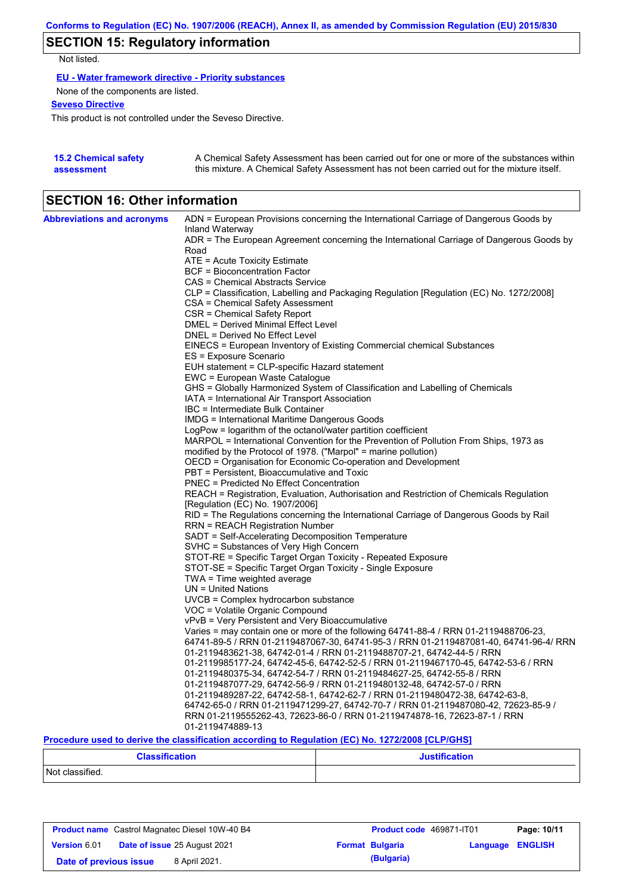## SECTION 15: Regulatory information

Not listed.

**EU - Water framework directive - Priority substances**

None of the components are listed.

**Seveso Directive**

This product is not controlled under the Seveso Directive.

**15.2 Chemical safety assessment**

A Chemical Safety Assessment has been carried out for one or more of the substances within this mixture. A Chemical Safety Assessment has not been carried out for the mixture itself.

## SECTION 16: Other information

**Abbreviations and acronyms**

ADN = European Provisions concerning the International Carriage of Dangerous Goods by Inland Waterway
ADR = The European Agreement concerning the International Carriage of Dangerous Goods by Road
ATE = Acute Toxicity Estimate
BCF = Bioconcentration Factor
CAS = Chemical Abstracts Service
CLP = Classification, Labelling and Packaging Regulation [Regulation (EC) No. 1272/2008]
CSA = Chemical Safety Assessment
CSR = Chemical Safety Report
DMEL = Derived Minimal Effect Level
DNEL = Derived No Effect Level
EINECS = European Inventory of Existing Commercial chemical Substances
ES = Exposure Scenario
EUH statement = CLP-specific Hazard statement
EWC = European Waste Catalogue
GHS = Globally Harmonized System of Classification and Labelling of Chemicals
IATA = International Air Transport Association
IBC = Intermediate Bulk Container
IMDG = International Maritime Dangerous Goods
LogPow = logarithm of the octanol/water partition coefficient
MARPOL = International Convention for the Prevention of Pollution From Ships, 1973 as modified by the Protocol of 1978. ("Marpol" = marine pollution)
OECD = Organisation for Economic Co-operation and Development
PBT = Persistent, Bioaccumulative and Toxic
PNEC = Predicted No Effect Concentration
REACH = Registration, Evaluation, Authorisation and Restriction of Chemicals Regulation [Regulation (EC) No. 1907/2006]
RID = The Regulations concerning the International Carriage of Dangerous Goods by Rail
RRN = REACH Registration Number
SADT = Self-Accelerating Decomposition Temperature
SVHC = Substances of Very High Concern
STOT-RE = Specific Target Organ Toxicity - Repeated Exposure
STOT-SE = Specific Target Organ Toxicity - Single Exposure
TWA = Time weighted average
UN = United Nations
UVCB = Complex hydrocarbon substance
VOC = Volatile Organic Compound
vPvB = Very Persistent and Very Bioaccumulative
Varies = may contain one or more of the following 64741-88-4 / RRN 01-2119488706-23, 64741-89-5 / RRN 01-2119487067-30, 64741-95-3 / RRN 01-2119487081-40, 64741-96-4/ RRN 01-2119483621-38, 64742-01-4 / RRN 01-2119488707-21, 64742-44-5 / RRN 01-2119985177-24, 64742-45-6, 64742-52-5 / RRN 01-2119467170-45, 64742-53-6 / RRN 01-2119480375-34, 64742-54-7 / RRN 01-2119484627-25, 64742-55-8 / RRN 01-2119487077-29, 64742-56-9 / RRN 01-2119480132-48, 64742-57-0 / RRN 01-2119489287-22, 64742-58-1, 64742-62-7 / RRN 01-2119480472-38, 64742-63-8, 64742-65-0 / RRN 01-2119471299-27, 64742-70-7 / RRN 01-2119487080-42, 72623-85-9 / RRN 01-2119555262-43, 72623-86-0 / RRN 01-2119474878-16, 72623-87-1 / RRN 01-2119474889-13

**Procedure used to derive the classification according to Regulation (EC) No. 1272/2008 [CLP/GHS]**

| Classification | Justification |
|---|---|
| Not classified. | |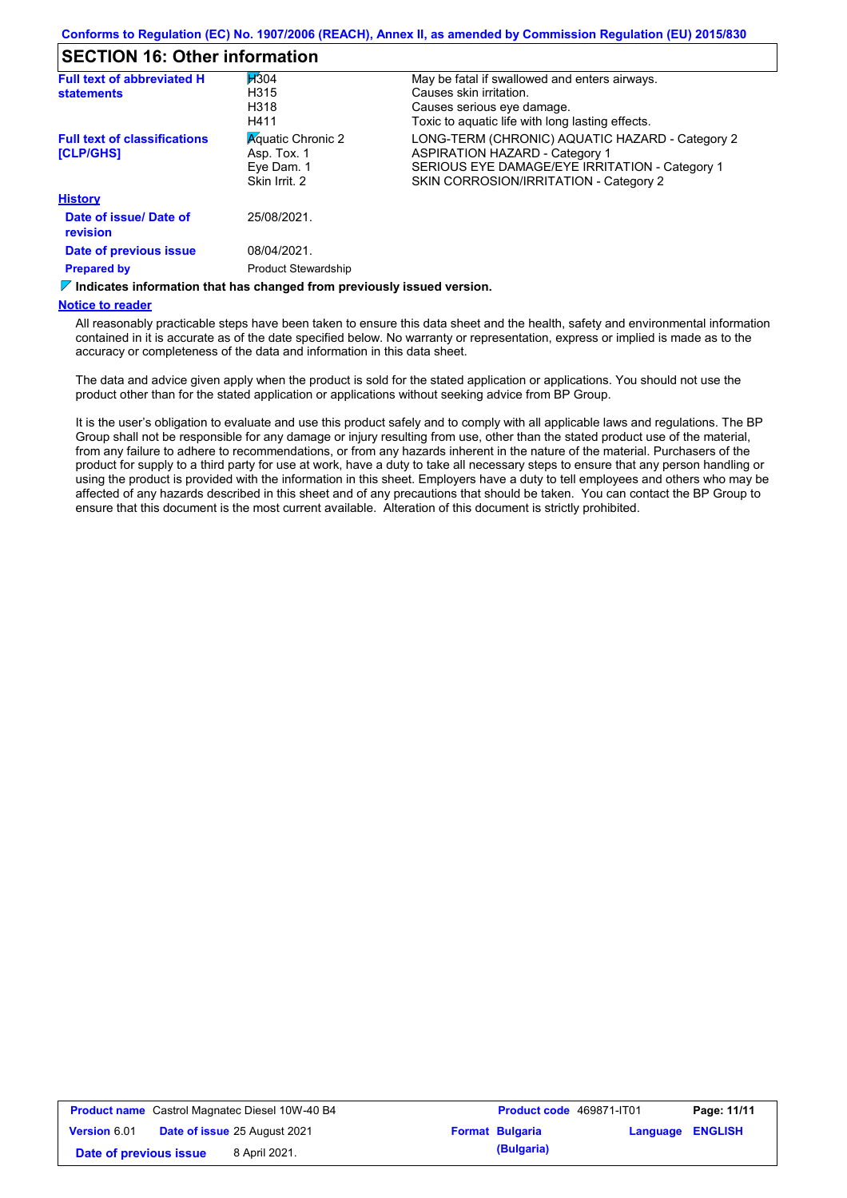Conforms to Regulation (EC) No. 1907/2006 (REACH), Annex II, as amended by Commission Regulation (EU) 2015/830

## SECTION 16: Other information

| | | |
|---|---|---|
| **Full text of abbreviated H statements** | H304 | May be fatal if swallowed and enters airways. |
| | H315 | Causes skin irritation. |
| | H318 | Causes serious eye damage. |
| | H411 | Toxic to aquatic life with long lasting effects. |
| **Full text of classifications [CLP/GHS]** | Aquatic Chronic 2 | LONG-TERM (CHRONIC) AQUATIC HAZARD - Category 2 |
| | Asp. Tox. 1 | ASPIRATION HAZARD - Category 1 |
| | Eye Dam. 1 | SERIOUS EYE DAMAGE/EYE IRRITATION - Category 1 |
| | Skin Irrit. 2 | SKIN CORROSION/IRRITATION - Category 2 |

**History**

| | |
|---|---|
| **Date of issue/ Date of revision** | 25/08/2021. |
| **Date of previous issue** | 08/04/2021. |
| **Prepared by** | Product Stewardship |

**Indicates information that has changed from previously issued version.**

**Notice to reader**

All reasonably practicable steps have been taken to ensure this data sheet and the health, safety and environmental information contained in it is accurate as of the date specified below. No warranty or representation, express or implied is made as to the accuracy or completeness of the data and information in this data sheet.

The data and advice given apply when the product is sold for the stated application or applications. You should not use the product other than for the stated application or applications without seeking advice from BP Group.

It is the user's obligation to evaluate and use this product safely and to comply with all applicable laws and regulations. The BP Group shall not be responsible for any damage or injury resulting from use, other than the stated product use of the material, from any failure to adhere to recommendations, or from any hazards inherent in the nature of the material. Purchasers of the product for supply to a third party for use at work, have a duty to take all necessary steps to ensure that any person handling or using the product is provided with the information in this sheet. Employers have a duty to tell employees and others who may be affected of any hazards described in this sheet and of any precautions that should be taken. You can contact the BP Group to ensure that this document is the most current available. Alteration of this document is strictly prohibited.